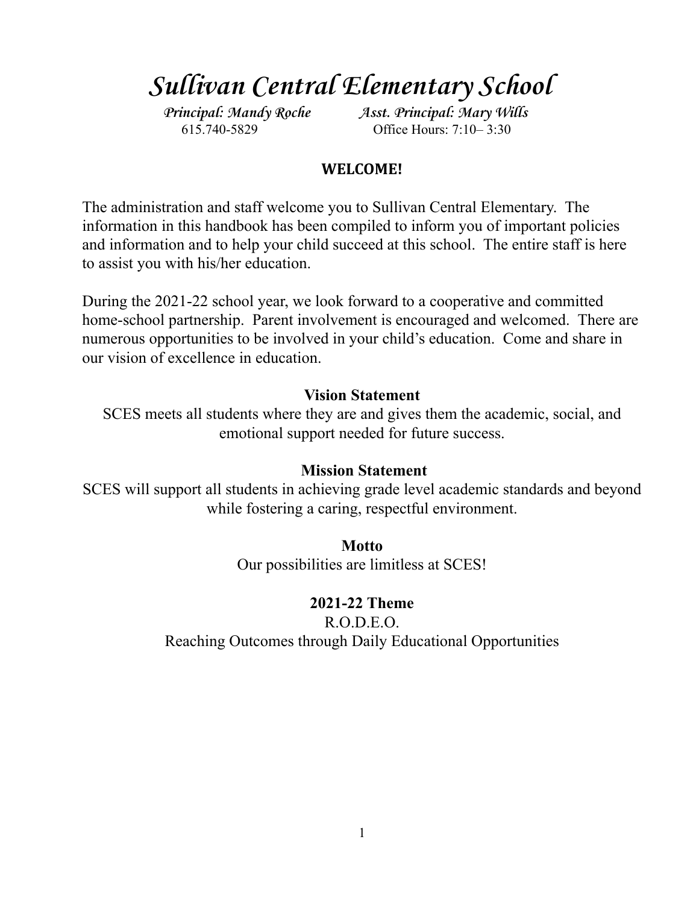# *Sullivan Central Elementary School*

***Principal: Mandy Roche*** ***Asst. Principal: Mary Wills***
615.740-5829 Office Hours: 7:10– 3:30

## WELCOME!

The administration and staff welcome you to Sullivan Central Elementary. The information in this handbook has been compiled to inform you of important policies and information and to help your child succeed at this school. The entire staff is here to assist you with his/her education.

During the 2021-22 school year, we look forward to a cooperative and committed home-school partnership. Parent involvement is encouraged and welcomed. There are numerous opportunities to be involved in your child's education. Come and share in our vision of excellence in education.

### Vision Statement

SCES meets all students where they are and gives them the academic, social, and emotional support needed for future success.

### Mission Statement

SCES will support all students in achieving grade level academic standards and beyond while fostering a caring, respectful environment.

### Motto

Our possibilities are limitless at SCES!

### 2021-22 Theme

R.O.D.E.O.
Reaching Outcomes through Daily Educational Opportunities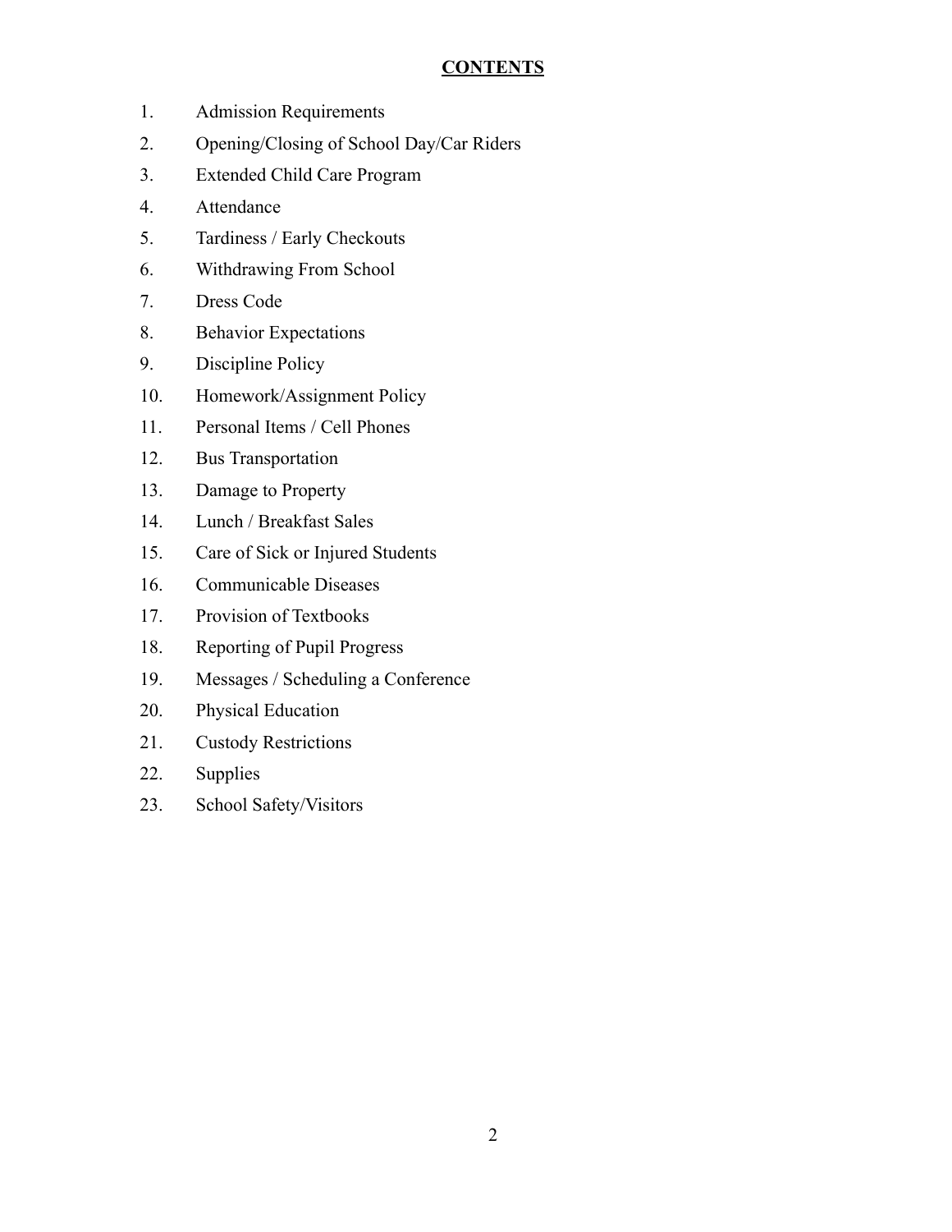# CONTENTS

1. Admission Requirements
2. Opening/Closing of School Day/Car Riders
3. Extended Child Care Program
4. Attendance
5. Tardiness / Early Checkouts
6. Withdrawing From School
7. Dress Code
8. Behavior Expectations
9. Discipline Policy
10. Homework/Assignment Policy
11. Personal Items / Cell Phones
12. Bus Transportation
13. Damage to Property
14. Lunch / Breakfast Sales
15. Care of Sick or Injured Students
16. Communicable Diseases
17. Provision of Textbooks
18. Reporting of Pupil Progress
19. Messages / Scheduling a Conference
20. Physical Education
21. Custody Restrictions
22. Supplies
23. School Safety/Visitors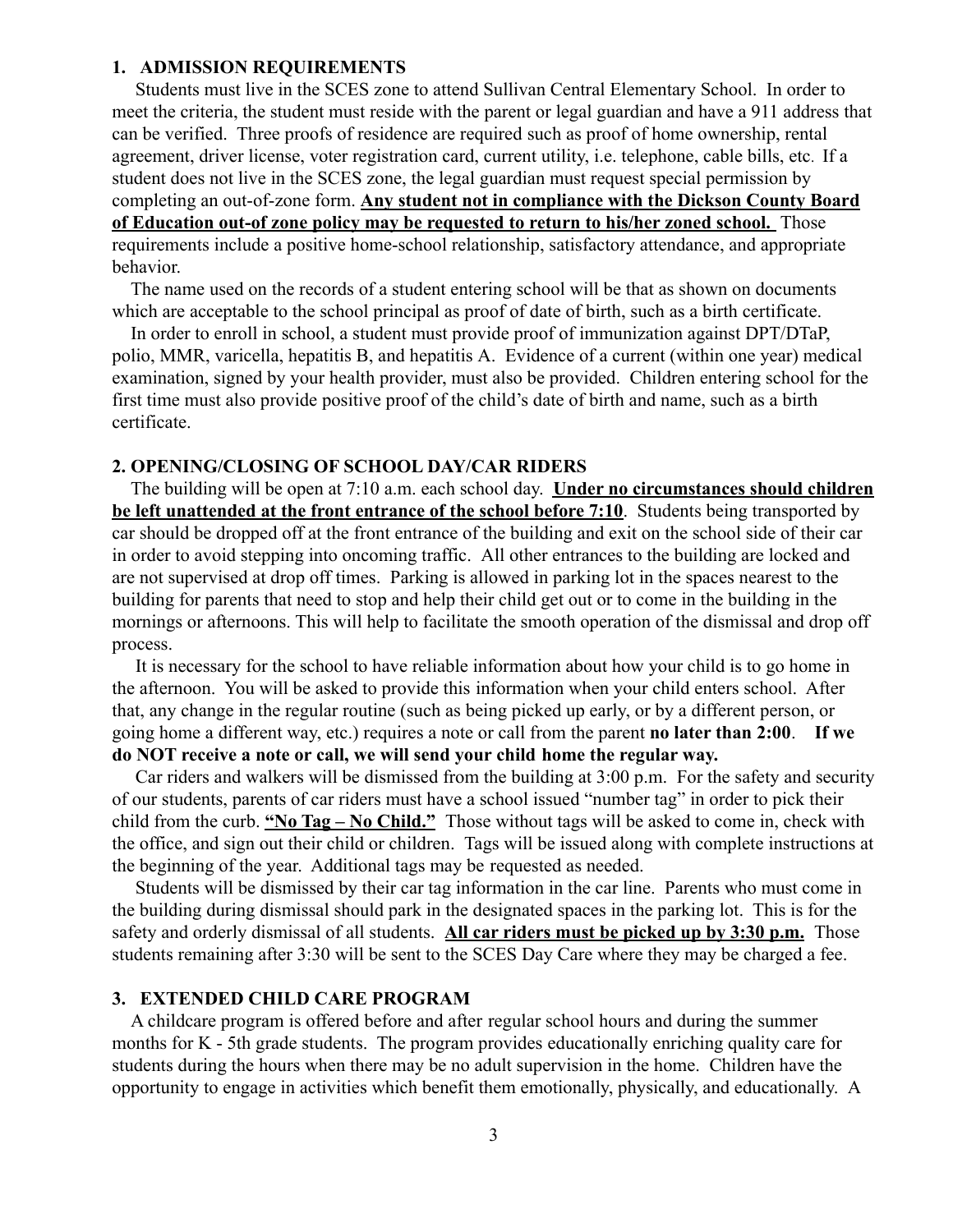## 1. ADMISSION REQUIREMENTS

Students must live in the SCES zone to attend Sullivan Central Elementary School. In order to meet the criteria, the student must reside with the parent or legal guardian and have a 911 address that can be verified. Three proofs of residence are required such as proof of home ownership, rental agreement, driver license, voter registration card, current utility, i.e. telephone, cable bills, etc. If a student does not live in the SCES zone, the legal guardian must request special permission by completing an out-of-zone form. **<u>Any student not in compliance with the Dickson County Board of Education out-of zone policy may be requested to return to his/her zoned school.</u>** Those requirements include a positive home-school relationship, satisfactory attendance, and appropriate behavior.

The name used on the records of a student entering school will be that as shown on documents which are acceptable to the school principal as proof of date of birth, such as a birth certificate.

In order to enroll in school, a student must provide proof of immunization against DPT/DTaP, polio, MMR, varicella, hepatitis B, and hepatitis A. Evidence of a current (within one year) medical examination, signed by your health provider, must also be provided. Children entering school for the first time must also provide positive proof of the child's date of birth and name, such as a birth certificate.

## 2. OPENING/CLOSING OF SCHOOL DAY/CAR RIDERS

The building will be open at 7:10 a.m. each school day. **<u>Under no circumstances should children be left unattended at the front entrance of the school before 7:10</u>**. Students being transported by car should be dropped off at the front entrance of the building and exit on the school side of their car in order to avoid stepping into oncoming traffic. All other entrances to the building are locked and are not supervised at drop off times. Parking is allowed in parking lot in the spaces nearest to the building for parents that need to stop and help their child get out or to come in the building in the mornings or afternoons. This will help to facilitate the smooth operation of the dismissal and drop off process.

It is necessary for the school to have reliable information about how your child is to go home in the afternoon. You will be asked to provide this information when your child enters school. After that, any change in the regular routine (such as being picked up early, or by a different person, or going home a different way, etc.) requires a note or call from the parent **no later than 2:00**. **If we do NOT receive a note or call, we will send your child home the regular way.**

Car riders and walkers will be dismissed from the building at 3:00 p.m. For the safety and security of our students, parents of car riders must have a school issued "number tag" in order to pick their child from the curb. **<u>"No Tag – No Child."</u>** Those without tags will be asked to come in, check with the office, and sign out their child or children. Tags will be issued along with complete instructions at the beginning of the year. Additional tags may be requested as needed.

Students will be dismissed by their car tag information in the car line. Parents who must come in the building during dismissal should park in the designated spaces in the parking lot. This is for the safety and orderly dismissal of all students. **<u>All car riders must be picked up by 3:30 p.m.</u>** Those students remaining after 3:30 will be sent to the SCES Day Care where they may be charged a fee.

## 3. EXTENDED CHILD CARE PROGRAM

A childcare program is offered before and after regular school hours and during the summer months for K - 5th grade students. The program provides educationally enriching quality care for students during the hours when there may be no adult supervision in the home. Children have the opportunity to engage in activities which benefit them emotionally, physically, and educationally. A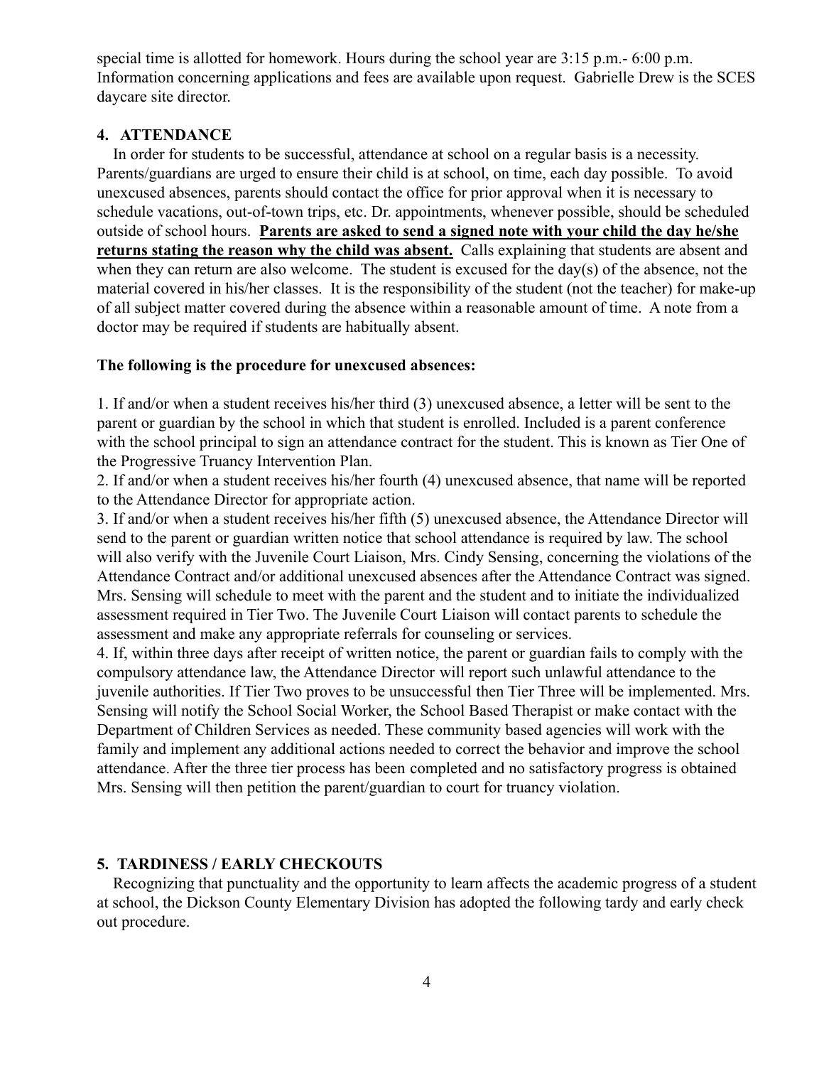special time is allotted for homework. Hours during the school year are 3:15 p.m.- 6:00 p.m. Information concerning applications and fees are available upon request. Gabrielle Drew is the SCES daycare site director.

### 4. ATTENDANCE

In order for students to be successful, attendance at school on a regular basis is a necessity. Parents/guardians are urged to ensure their child is at school, on time, each day possible. To avoid unexcused absences, parents should contact the office for prior approval when it is necessary to schedule vacations, out-of-town trips, etc. Dr. appointments, whenever possible, should be scheduled outside of school hours. **Parents are asked to send a signed note with your child the day he/she returns stating the reason why the child was absent.** Calls explaining that students are absent and when they can return are also welcome. The student is excused for the day(s) of the absence, not the material covered in his/her classes. It is the responsibility of the student (not the teacher) for make-up of all subject matter covered during the absence within a reasonable amount of time. A note from a doctor may be required if students are habitually absent.

**The following is the procedure for unexcused absences:**

1. If and/or when a student receives his/her third (3) unexcused absence, a letter will be sent to the parent or guardian by the school in which that student is enrolled. Included is a parent conference with the school principal to sign an attendance contract for the student. This is known as Tier One of the Progressive Truancy Intervention Plan.
2. If and/or when a student receives his/her fourth (4) unexcused absence, that name will be reported to the Attendance Director for appropriate action.
3. If and/or when a student receives his/her fifth (5) unexcused absence, the Attendance Director will send to the parent or guardian written notice that school attendance is required by law. The school will also verify with the Juvenile Court Liaison, Mrs. Cindy Sensing, concerning the violations of the Attendance Contract and/or additional unexcused absences after the Attendance Contract was signed. Mrs. Sensing will schedule to meet with the parent and the student and to initiate the individualized assessment required in Tier Two. The Juvenile Court Liaison will contact parents to schedule the assessment and make any appropriate referrals for counseling or services.
4. If, within three days after receipt of written notice, the parent or guardian fails to comply with the compulsory attendance law, the Attendance Director will report such unlawful attendance to the juvenile authorities. If Tier Two proves to be unsuccessful then Tier Three will be implemented. Mrs. Sensing will notify the School Social Worker, the School Based Therapist or make contact with the Department of Children Services as needed. These community based agencies will work with the family and implement any additional actions needed to correct the behavior and improve the school attendance. After the three tier process has been completed and no satisfactory progress is obtained Mrs. Sensing will then petition the parent/guardian to court for truancy violation.

### 5. TARDINESS / EARLY CHECKOUTS

Recognizing that punctuality and the opportunity to learn affects the academic progress of a student at school, the Dickson County Elementary Division has adopted the following tardy and early check out procedure.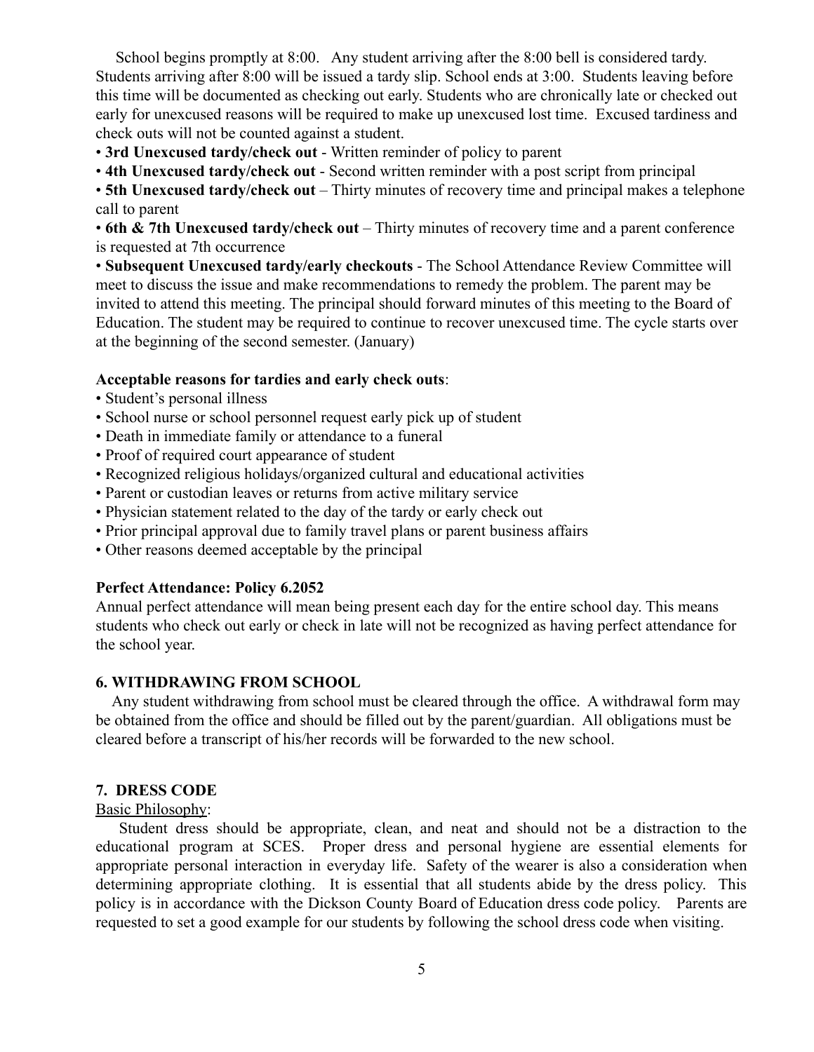School begins promptly at 8:00. Any student arriving after the 8:00 bell is considered tardy. Students arriving after 8:00 will be issued a tardy slip. School ends at 3:00. Students leaving before this time will be documented as checking out early. Students who are chronically late or checked out early for unexcused reasons will be required to make up unexcused lost time. Excused tardiness and check outs will not be counted against a student.

- **3rd Unexcused tardy/check out** - Written reminder of policy to parent
- **4th Unexcused tardy/check out** - Second written reminder with a post script from principal
- **5th Unexcused tardy/check out** – Thirty minutes of recovery time and principal makes a telephone call to parent
- **6th & 7th Unexcused tardy/check out** – Thirty minutes of recovery time and a parent conference is requested at 7th occurrence
- **Subsequent Unexcused tardy/early checkouts** - The School Attendance Review Committee will meet to discuss the issue and make recommendations to remedy the problem. The parent may be invited to attend this meeting. The principal should forward minutes of this meeting to the Board of Education. The student may be required to continue to recover unexcused time. The cycle starts over at the beginning of the second semester. (January)

**Acceptable reasons for tardies and early check outs**:

- Student's personal illness
- School nurse or school personnel request early pick up of student
- Death in immediate family or attendance to a funeral
- Proof of required court appearance of student
- Recognized religious holidays/organized cultural and educational activities
- Parent or custodian leaves or returns from active military service
- Physician statement related to the day of the tardy or early check out
- Prior principal approval due to family travel plans or parent business affairs
- Other reasons deemed acceptable by the principal

**Perfect Attendance: Policy 6.2052**

Annual perfect attendance will mean being present each day for the entire school day. This means students who check out early or check in late will not be recognized as having perfect attendance for the school year.

## 6. WITHDRAWING FROM SCHOOL

Any student withdrawing from school must be cleared through the office. A withdrawal form may be obtained from the office and should be filled out by the parent/guardian. All obligations must be cleared before a transcript of his/her records will be forwarded to the new school.

## 7. DRESS CODE

Basic Philosophy:

Student dress should be appropriate, clean, and neat and should not be a distraction to the educational program at SCES. Proper dress and personal hygiene are essential elements for appropriate personal interaction in everyday life. Safety of the wearer is also a consideration when determining appropriate clothing. It is essential that all students abide by the dress policy. This policy is in accordance with the Dickson County Board of Education dress code policy. Parents are requested to set a good example for our students by following the school dress code when visiting.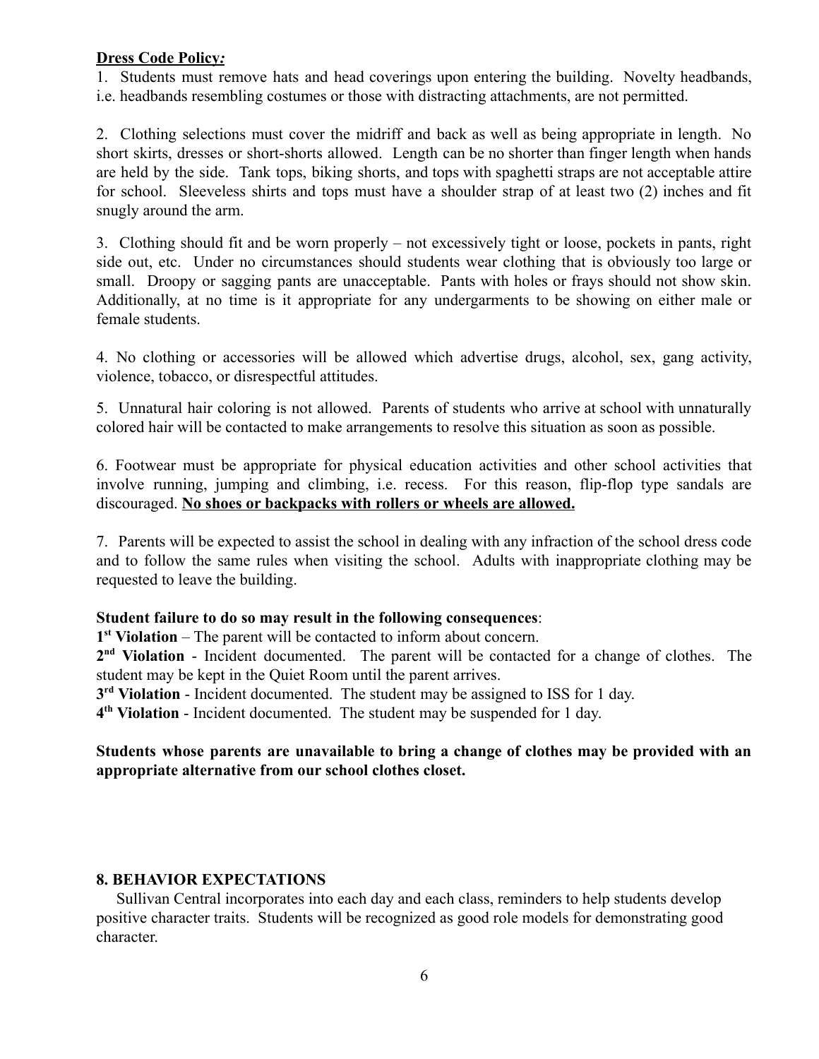**Dress Code Policy:**

1. Students must remove hats and head coverings upon entering the building. Novelty headbands, i.e. headbands resembling costumes or those with distracting attachments, are not permitted.

2. Clothing selections must cover the midriff and back as well as being appropriate in length. No short skirts, dresses or short-shorts allowed. Length can be no shorter than finger length when hands are held by the side. Tank tops, biking shorts, and tops with spaghetti straps are not acceptable attire for school. Sleeveless shirts and tops must have a shoulder strap of at least two (2) inches and fit snugly around the arm.

3. Clothing should fit and be worn properly – not excessively tight or loose, pockets in pants, right side out, etc. Under no circumstances should students wear clothing that is obviously too large or small. Droopy or sagging pants are unacceptable. Pants with holes or frays should not show skin. Additionally, at no time is it appropriate for any undergarments to be showing on either male or female students.

4. No clothing or accessories will be allowed which advertise drugs, alcohol, sex, gang activity, violence, tobacco, or disrespectful attitudes.

5. Unnatural hair coloring is not allowed. Parents of students who arrive at school with unnaturally colored hair will be contacted to make arrangements to resolve this situation as soon as possible.

6. Footwear must be appropriate for physical education activities and other school activities that involve running, jumping and climbing, i.e. recess. For this reason, flip-flop type sandals are discouraged. **No shoes or backpacks with rollers or wheels are allowed.**

7. Parents will be expected to assist the school in dealing with any infraction of the school dress code and to follow the same rules when visiting the school. Adults with inappropriate clothing may be requested to leave the building.

**Student failure to do so may result in the following consequences**:

**1st Violation** – The parent will be contacted to inform about concern.

**2nd Violation** - Incident documented. The parent will be contacted for a change of clothes. The student may be kept in the Quiet Room until the parent arrives.

**3rd Violation** - Incident documented. The student may be assigned to ISS for 1 day.

**4th Violation** - Incident documented. The student may be suspended for 1 day.

**Students whose parents are unavailable to bring a change of clothes may be provided with an appropriate alternative from our school clothes closet.**

## 8. BEHAVIOR EXPECTATIONS

Sullivan Central incorporates into each day and each class, reminders to help students develop positive character traits. Students will be recognized as good role models for demonstrating good character.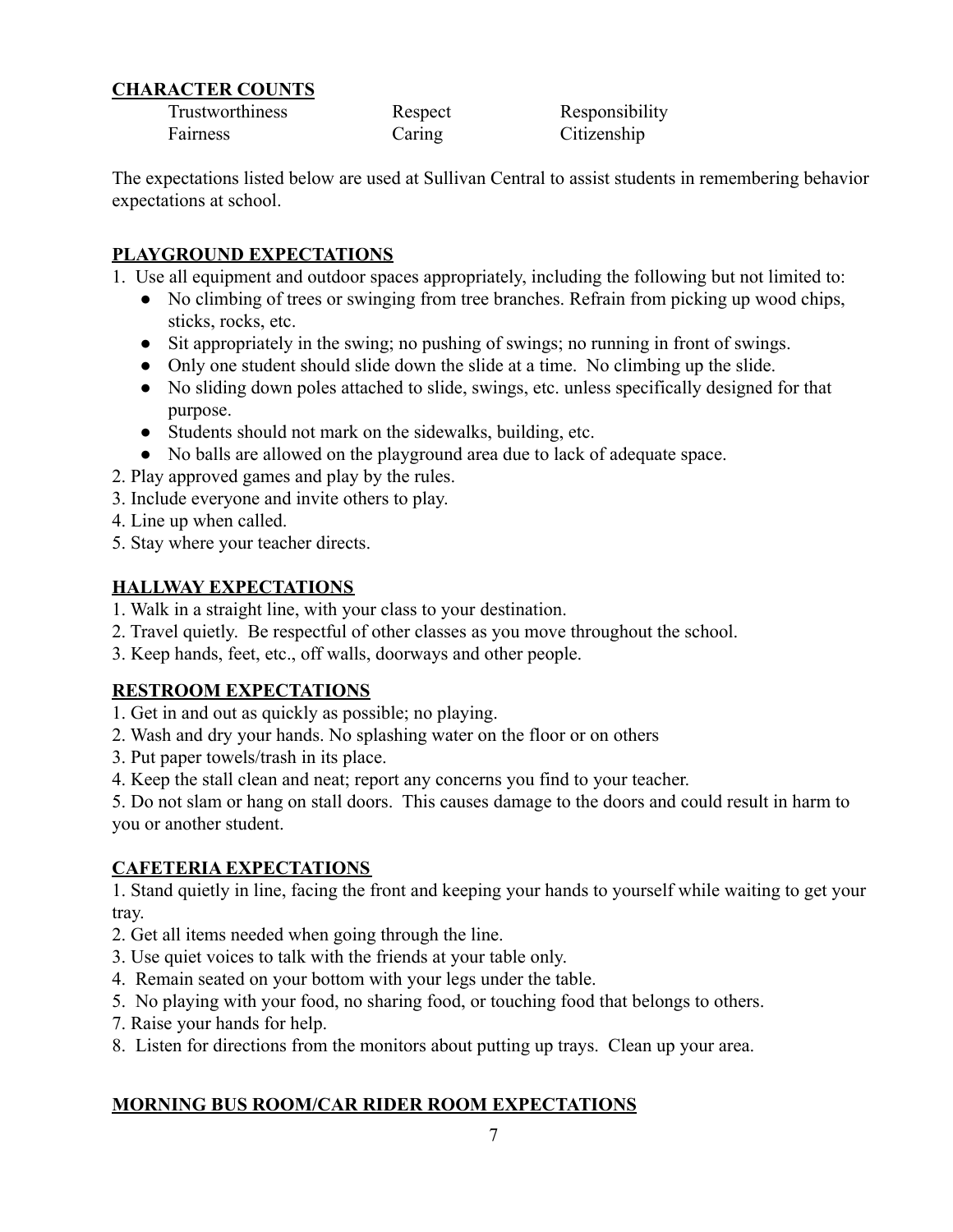**CHARACTER COUNTS**

| Trustworthiness | Respect | Responsibility |
| --- | --- | --- |
| Fairness | Caring | Citizenship |

The expectations listed below are used at Sullivan Central to assist students in remembering behavior expectations at school.

**PLAYGROUND EXPECTATIONS**

1. Use all equipment and outdoor spaces appropriately, including the following but not limited to:
   - No climbing of trees or swinging from tree branches. Refrain from picking up wood chips, sticks, rocks, etc.
   - Sit appropriately in the swing; no pushing of swings; no running in front of swings.
   - Only one student should slide down the slide at a time. No climbing up the slide.
   - No sliding down poles attached to slide, swings, etc. unless specifically designed for that purpose.
   - Students should not mark on the sidewalks, building, etc.
   - No balls are allowed on the playground area due to lack of adequate space.
2. Play approved games and play by the rules.
3. Include everyone and invite others to play.
4. Line up when called.
5. Stay where your teacher directs.

**HALLWAY EXPECTATIONS**

1. Walk in a straight line, with your class to your destination.
2. Travel quietly. Be respectful of other classes as you move throughout the school.
3. Keep hands, feet, etc., off walls, doorways and other people.

**RESTROOM EXPECTATIONS**

1. Get in and out as quickly as possible; no playing.
2. Wash and dry your hands. No splashing water on the floor or on others
3. Put paper towels/trash in its place.
4. Keep the stall clean and neat; report any concerns you find to your teacher.
5. Do not slam or hang on stall doors. This causes damage to the doors and could result in harm to you or another student.

**CAFETERIA EXPECTATIONS**

1. Stand quietly in line, facing the front and keeping your hands to yourself while waiting to get your tray.
2. Get all items needed when going through the line.
3. Use quiet voices to talk with the friends at your table only.
4. Remain seated on your bottom with your legs under the table.
5. No playing with your food, no sharing food, or touching food that belongs to others.
7. Raise your hands for help.
8. Listen for directions from the monitors about putting up trays. Clean up your area.

**MORNING BUS ROOM/CAR RIDER ROOM EXPECTATIONS**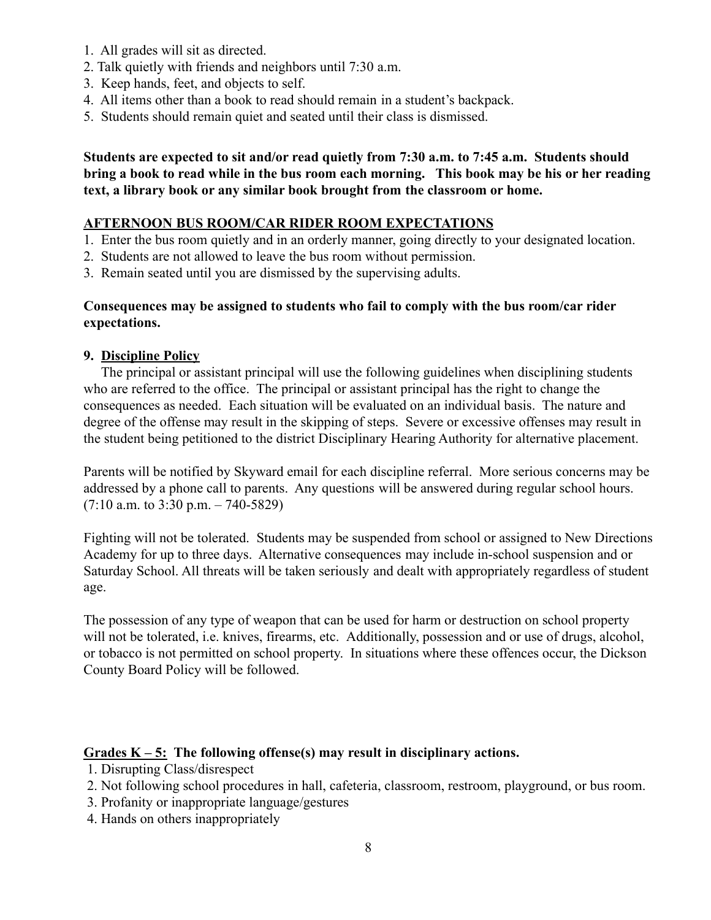1. All grades will sit as directed.
2. Talk quietly with friends and neighbors until 7:30 a.m.
3. Keep hands, feet, and objects to self.
4. All items other than a book to read should remain in a student's backpack.
5. Students should remain quiet and seated until their class is dismissed.

**Students are expected to sit and/or read quietly from 7:30 a.m. to 7:45 a.m. Students should bring a book to read while in the bus room each morning. This book may be his or her reading text, a library book or any similar book brought from the classroom or home.**

**AFTERNOON BUS ROOM/CAR RIDER ROOM EXPECTATIONS**

1. Enter the bus room quietly and in an orderly manner, going directly to your designated location.
2. Students are not allowed to leave the bus room without permission.
3. Remain seated until you are dismissed by the supervising adults.

**Consequences may be assigned to students who fail to comply with the bus room/car rider expectations.**

## 9. Discipline Policy

The principal or assistant principal will use the following guidelines when disciplining students who are referred to the office. The principal or assistant principal has the right to change the consequences as needed. Each situation will be evaluated on an individual basis. The nature and degree of the offense may result in the skipping of steps. Severe or excessive offenses may result in the student being petitioned to the district Disciplinary Hearing Authority for alternative placement.

Parents will be notified by Skyward email for each discipline referral. More serious concerns may be addressed by a phone call to parents. Any questions will be answered during regular school hours. (7:10 a.m. to 3:30 p.m. – 740-5829)

Fighting will not be tolerated. Students may be suspended from school or assigned to New Directions Academy for up to three days. Alternative consequences may include in-school suspension and or Saturday School. All threats will be taken seriously and dealt with appropriately regardless of student age.

The possession of any type of weapon that can be used for harm or destruction on school property will not be tolerated, i.e. knives, firearms, etc. Additionally, possession and or use of drugs, alcohol, or tobacco is not permitted on school property. In situations where these offences occur, the Dickson County Board Policy will be followed.

**Grades K – 5: The following offense(s) may result in disciplinary actions.**

1. Disrupting Class/disrespect
2. Not following school procedures in hall, cafeteria, classroom, restroom, playground, or bus room.
3. Profanity or inappropriate language/gestures
4. Hands on others inappropriately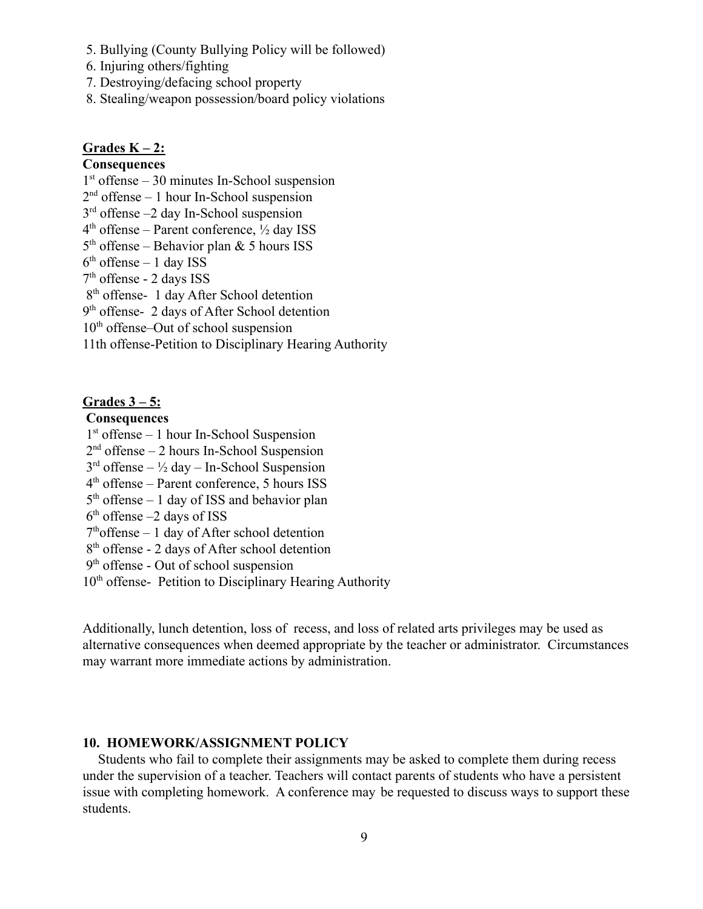5. Bullying (County Bullying Policy will be followed)
6. Injuring others/fighting
7. Destroying/defacing school property
8. Stealing/weapon possession/board policy violations

**Grades K – 2:**

**Consequences**

1st offense – 30 minutes In-School suspension
2nd offense – 1 hour In-School suspension
3rd offense –2 day In-School suspension
4th offense – Parent conference, ½ day ISS
5th offense – Behavior plan & 5 hours ISS
6th offense – 1 day ISS
7th offense - 2 days ISS
8th offense- 1 day After School detention
9th offense- 2 days of After School detention
10th offense–Out of school suspension
11th offense-Petition to Disciplinary Hearing Authority

**Grades 3 – 5:**

**Consequences**

1st offense – 1 hour In-School Suspension
2nd offense – 2 hours In-School Suspension
3rd offense – ½ day – In-School Suspension
4th offense – Parent conference, 5 hours ISS
5th offense – 1 day of ISS and behavior plan
6th offense –2 days of ISS
7thoffense – 1 day of After school detention
8th offense - 2 days of After school detention
9th offense - Out of school suspension
10th offense- Petition to Disciplinary Hearing Authority

Additionally, lunch detention, loss of recess, and loss of related arts privileges may be used as alternative consequences when deemed appropriate by the teacher or administrator. Circumstances may warrant more immediate actions by administration.

**10. HOMEWORK/ASSIGNMENT POLICY**

Students who fail to complete their assignments may be asked to complete them during recess under the supervision of a teacher. Teachers will contact parents of students who have a persistent issue with completing homework. A conference may be requested to discuss ways to support these students.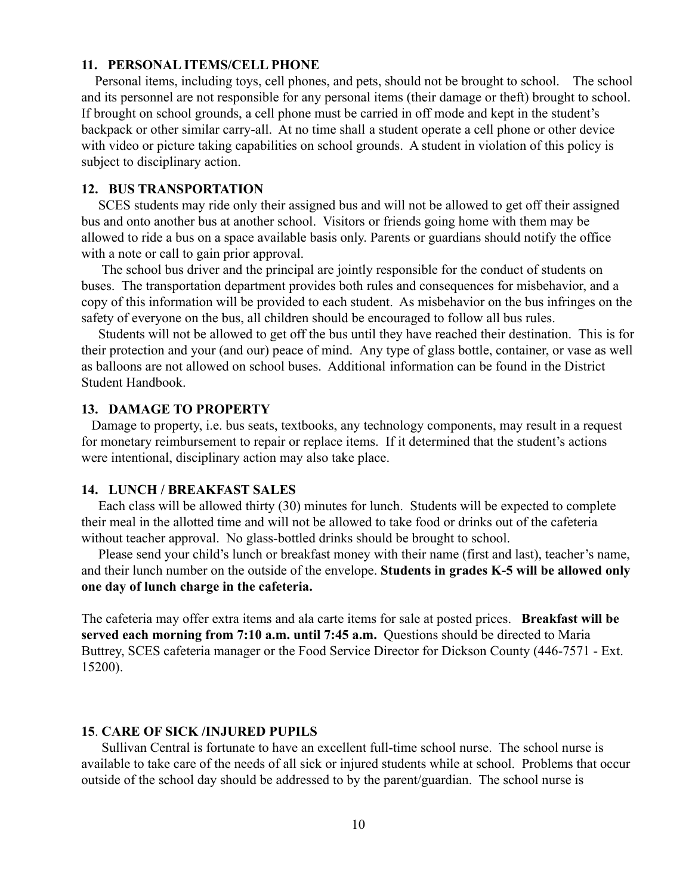### 11. PERSONAL ITEMS/CELL PHONE

Personal items, including toys, cell phones, and pets, should not be brought to school. The school and its personnel are not responsible for any personal items (their damage or theft) brought to school. If brought on school grounds, a cell phone must be carried in off mode and kept in the student's backpack or other similar carry-all. At no time shall a student operate a cell phone or other device with video or picture taking capabilities on school grounds. A student in violation of this policy is subject to disciplinary action.

### 12. BUS TRANSPORTATION

SCES students may ride only their assigned bus and will not be allowed to get off their assigned bus and onto another bus at another school. Visitors or friends going home with them may be allowed to ride a bus on a space available basis only. Parents or guardians should notify the office with a note or call to gain prior approval.

The school bus driver and the principal are jointly responsible for the conduct of students on buses. The transportation department provides both rules and consequences for misbehavior, and a copy of this information will be provided to each student. As misbehavior on the bus infringes on the safety of everyone on the bus, all children should be encouraged to follow all bus rules.

Students will not be allowed to get off the bus until they have reached their destination. This is for their protection and your (and our) peace of mind. Any type of glass bottle, container, or vase as well as balloons are not allowed on school buses. Additional information can be found in the District Student Handbook.

### 13. DAMAGE TO PROPERTY

Damage to property, i.e. bus seats, textbooks, any technology components, may result in a request for monetary reimbursement to repair or replace items. If it determined that the student's actions were intentional, disciplinary action may also take place.

### 14. LUNCH / BREAKFAST SALES

Each class will be allowed thirty (30) minutes for lunch. Students will be expected to complete their meal in the allotted time and will not be allowed to take food or drinks out of the cafeteria without teacher approval. No glass-bottled drinks should be brought to school.

Please send your child's lunch or breakfast money with their name (first and last), teacher's name, and their lunch number on the outside of the envelope. **Students in grades K-5 will be allowed only one day of lunch charge in the cafeteria.**

The cafeteria may offer extra items and ala carte items for sale at posted prices. **Breakfast will be served each morning from 7:10 a.m. until 7:45 a.m.** Questions should be directed to Maria Buttrey, SCES cafeteria manager or the Food Service Director for Dickson County (446-7571 - Ext. 15200).

### 15. CARE OF SICK /INJURED PUPILS

Sullivan Central is fortunate to have an excellent full-time school nurse. The school nurse is available to take care of the needs of all sick or injured students while at school. Problems that occur outside of the school day should be addressed to by the parent/guardian. The school nurse is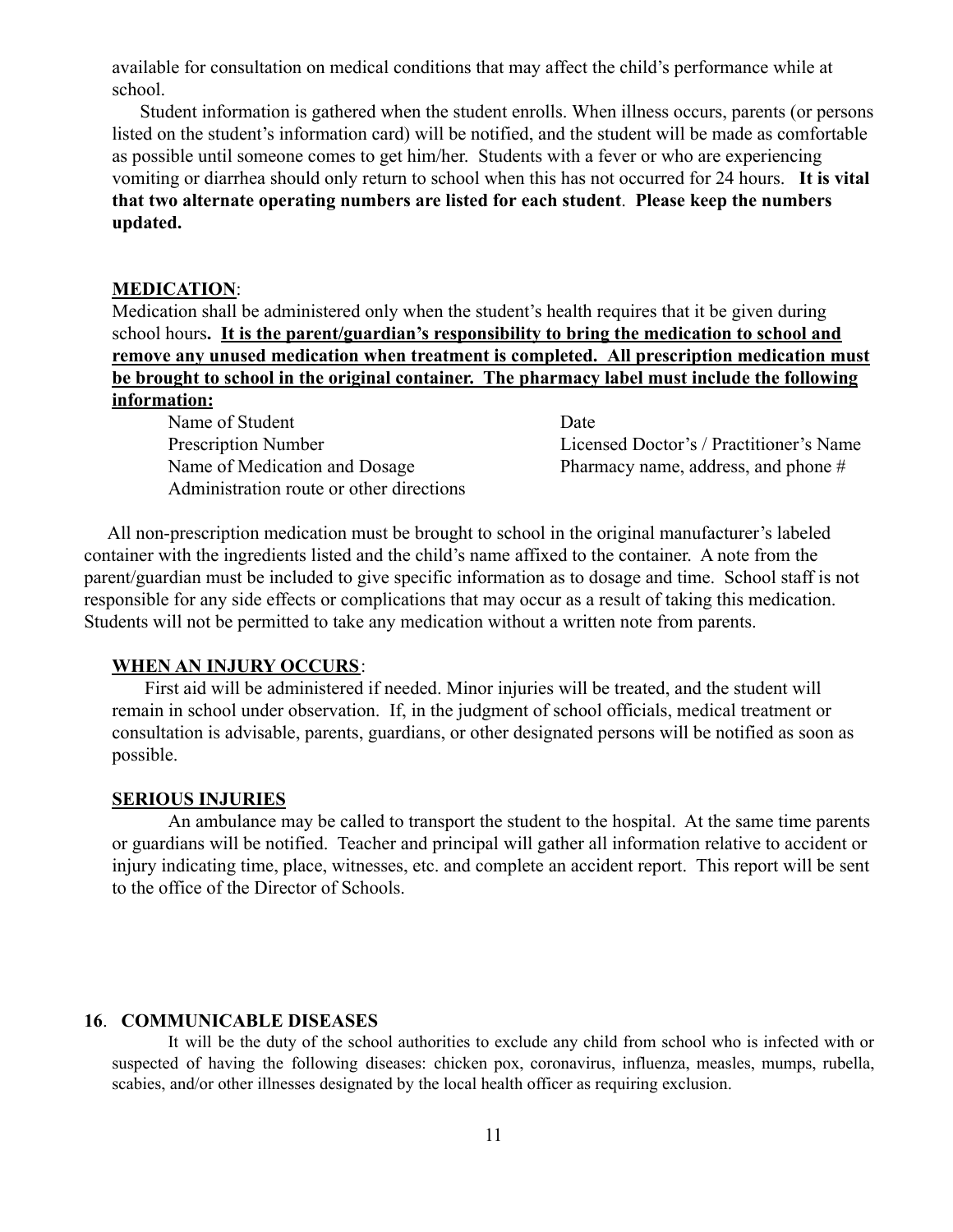available for consultation on medical conditions that may affect the child's performance while at school.

Student information is gathered when the student enrolls. When illness occurs, parents (or persons listed on the student's information card) will be notified, and the student will be made as comfortable as possible until someone comes to get him/her. Students with a fever or who are experiencing vomiting or diarrhea should only return to school when this has not occurred for 24 hours. **It is vital that two alternate operating numbers are listed for each student**. **Please keep the numbers updated.**

## MEDICATION:

Medication shall be administered only when the student's health requires that it be given during school hours**. It is the parent/guardian's responsibility to bring the medication to school and remove any unused medication when treatment is completed. All prescription medication must be brought to school in the original container. The pharmacy label must include the following information:**

- Name of Student
- Prescription Number
- Name of Medication and Dosage
- Administration route or other directions
- Date
- Licensed Doctor's / Practitioner's Name
- Pharmacy name, address, and phone #

All non-prescription medication must be brought to school in the original manufacturer's labeled container with the ingredients listed and the child's name affixed to the container. A note from the parent/guardian must be included to give specific information as to dosage and time. School staff is not responsible for any side effects or complications that may occur as a result of taking this medication. Students will not be permitted to take any medication without a written note from parents.

## WHEN AN INJURY OCCURS:

First aid will be administered if needed. Minor injuries will be treated, and the student will remain in school under observation. If, in the judgment of school officials, medical treatment or consultation is advisable, parents, guardians, or other designated persons will be notified as soon as possible.

## SERIOUS INJURIES

An ambulance may be called to transport the student to the hospital. At the same time parents or guardians will be notified. Teacher and principal will gather all information relative to accident or injury indicating time, place, witnesses, etc. and complete an accident report. This report will be sent to the office of the Director of Schools.

## 16. COMMUNICABLE DISEASES

It will be the duty of the school authorities to exclude any child from school who is infected with or suspected of having the following diseases: chicken pox, coronavirus, influenza, measles, mumps, rubella, scabies, and/or other illnesses designated by the local health officer as requiring exclusion.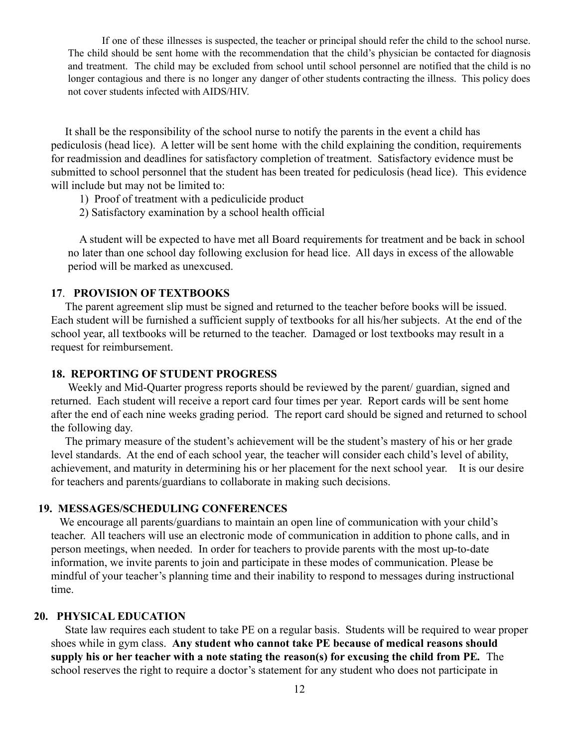If one of these illnesses is suspected, the teacher or principal should refer the child to the school nurse. The child should be sent home with the recommendation that the child's physician be contacted for diagnosis and treatment. The child may be excluded from school until school personnel are notified that the child is no longer contagious and there is no longer any danger of other students contracting the illness. This policy does not cover students infected with AIDS/HIV.

It shall be the responsibility of the school nurse to notify the parents in the event a child has pediculosis (head lice). A letter will be sent home with the child explaining the condition, requirements for readmission and deadlines for satisfactory completion of treatment. Satisfactory evidence must be submitted to school personnel that the student has been treated for pediculosis (head lice). This evidence will include but may not be limited to:

1) Proof of treatment with a pediculicide product
2) Satisfactory examination by a school health official

A student will be expected to have met all Board requirements for treatment and be back in school no later than one school day following exclusion for head lice. All days in excess of the allowable period will be marked as unexcused.

### 17. PROVISION OF TEXTBOOKS

The parent agreement slip must be signed and returned to the teacher before books will be issued. Each student will be furnished a sufficient supply of textbooks for all his/her subjects. At the end of the school year, all textbooks will be returned to the teacher. Damaged or lost textbooks may result in a request for reimbursement.

### 18. REPORTING OF STUDENT PROGRESS

Weekly and Mid-Quarter progress reports should be reviewed by the parent/ guardian, signed and returned. Each student will receive a report card four times per year. Report cards will be sent home after the end of each nine weeks grading period. The report card should be signed and returned to school the following day.

The primary measure of the student's achievement will be the student's mastery of his or her grade level standards. At the end of each school year, the teacher will consider each child's level of ability, achievement, and maturity in determining his or her placement for the next school year. It is our desire for teachers and parents/guardians to collaborate in making such decisions.

### 19. MESSAGES/SCHEDULING CONFERENCES

We encourage all parents/guardians to maintain an open line of communication with your child's teacher. All teachers will use an electronic mode of communication in addition to phone calls, and in person meetings, when needed. In order for teachers to provide parents with the most up-to-date information, we invite parents to join and participate in these modes of communication. Please be mindful of your teacher's planning time and their inability to respond to messages during instructional time.

### 20. PHYSICAL EDUCATION

State law requires each student to take PE on a regular basis. Students will be required to wear proper shoes while in gym class. **Any student who cannot take PE because of medical reasons should supply his or her teacher with a note stating the reason(s) for excusing the child from PE.** The school reserves the right to require a doctor's statement for any student who does not participate in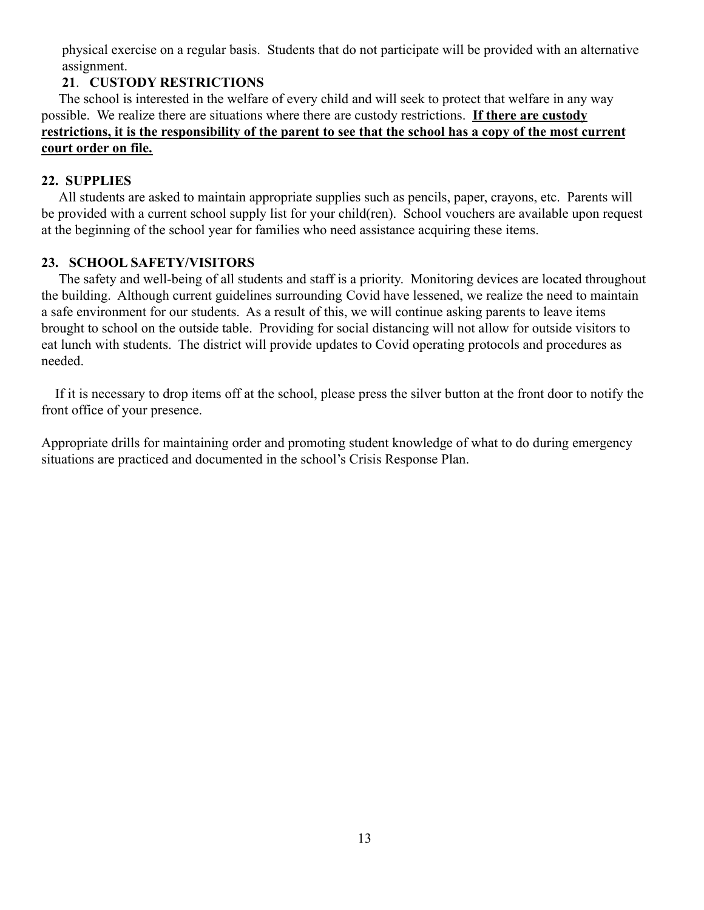physical exercise on a regular basis. Students that do not participate will be provided with an alternative assignment.

**21. CUSTODY RESTRICTIONS**

The school is interested in the welfare of every child and will seek to protect that welfare in any way possible. We realize there are situations where there are custody restrictions. **If there are custody restrictions, it is the responsibility of the parent to see that the school has a copy of the most current court order on file.**

**22. SUPPLIES**

All students are asked to maintain appropriate supplies such as pencils, paper, crayons, etc. Parents will be provided with a current school supply list for your child(ren). School vouchers are available upon request at the beginning of the school year for families who need assistance acquiring these items.

**23. SCHOOL SAFETY/VISITORS**

The safety and well-being of all students and staff is a priority. Monitoring devices are located throughout the building. Although current guidelines surrounding Covid have lessened, we realize the need to maintain a safe environment for our students. As a result of this, we will continue asking parents to leave items brought to school on the outside table. Providing for social distancing will not allow for outside visitors to eat lunch with students. The district will provide updates to Covid operating protocols and procedures as needed.

If it is necessary to drop items off at the school, please press the silver button at the front door to notify the front office of your presence.

Appropriate drills for maintaining order and promoting student knowledge of what to do during emergency situations are practiced and documented in the school's Crisis Response Plan.